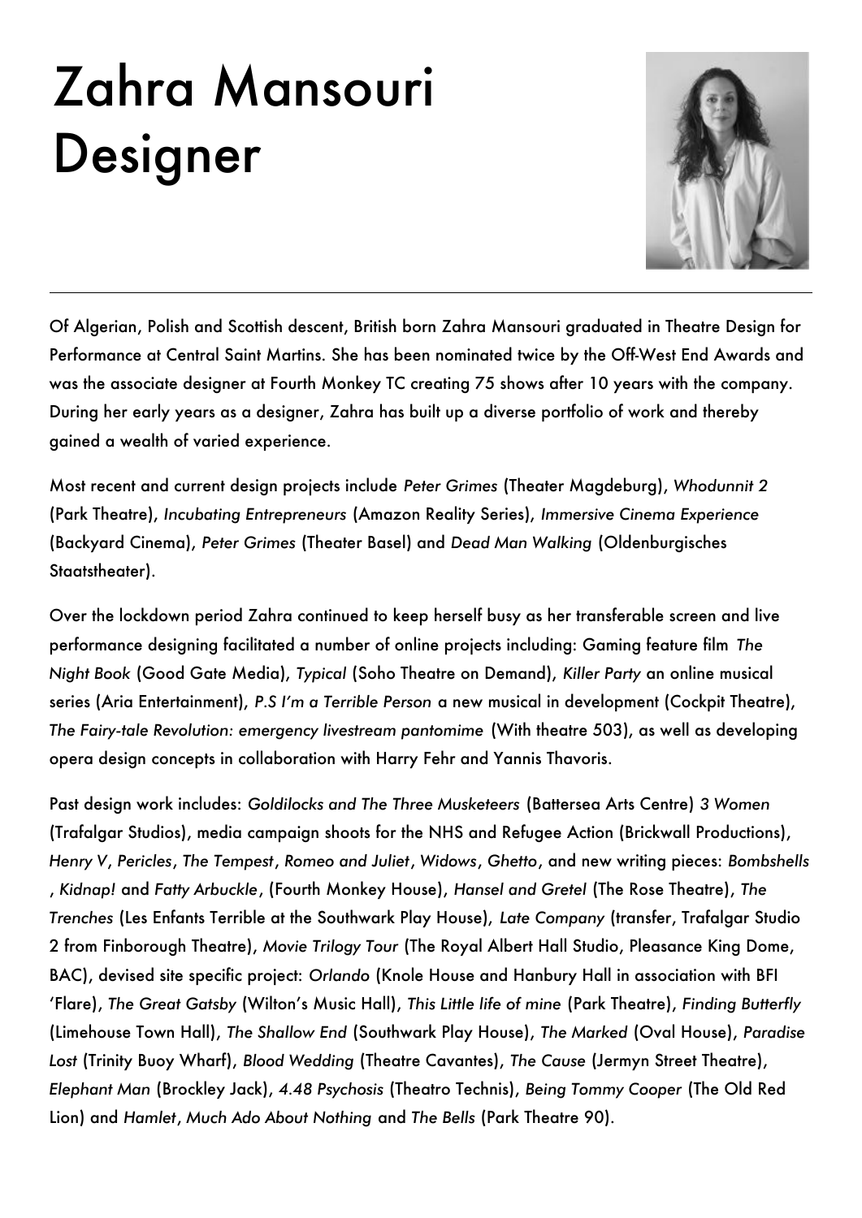# Zahra Mansouri
# Designer

---

Of Algerian, Polish and Scottish descent, British born Zahra Mansouri graduated in Theatre Design for Performance at Central Saint Martins. She has been nominated twice by the Off-West End Awards and was the associate designer at Fourth Monkey TC creating 75 shows after 10 years with the company. During her early years as a designer, Zahra has built up a diverse portfolio of work and thereby gained a wealth of varied experience.

Most recent and current design projects include *Peter Grimes* (Theater Magdeburg), *Whodunnit 2* (Park Theatre), *Incubating Entrepreneurs* (Amazon Reality Series), *Immersive Cinema Experience* (Backyard Cinema), *Peter Grimes* (Theater Basel) and *Dead Man Walking* (Oldenburgisches Staatstheater).

Over the lockdown period Zahra continued to keep herself busy as her transferable screen and live performance designing facilitated a number of online projects including: Gaming feature film *The Night Book* (Good Gate Media), *Typical* (Soho Theatre on Demand), *Killer Party* an online musical series (Aria Entertainment), *P.S I'm a Terrible Person* a new musical in development (Cockpit Theatre), *The Fairy-tale Revolution: emergency livestream pantomime* (With theatre 503), as well as developing opera design concepts in collaboration with Harry Fehr and Yannis Thavoris.

Past design work includes: *Goldilocks and The Three Musketeers* (Battersea Arts Centre) *3 Women* (Trafalgar Studios), media campaign shoots for the NHS and Refugee Action (Brickwall Productions), *Henry V*, *Pericles*, *The Tempest*, *Romeo and Juliet*, *Widows*, *Ghetto*, and new writing pieces: *Bombshells* , *Kidnap!* and *Fatty Arbuckle*, (Fourth Monkey House), *Hansel and Gretel* (The Rose Theatre), *The Trenches* (Les Enfants Terrible at the Southwark Play House), *Late Company* (transfer, Trafalgar Studio 2 from Finborough Theatre), *Movie Trilogy Tour* (The Royal Albert Hall Studio, Pleasance King Dome, BAC), devised site specific project: *Orlando* (Knole House and Hanbury Hall in association with BFI 'Flare), *The Great Gatsby* (Wilton's Music Hall), *This Little life of mine* (Park Theatre), *Finding Butterfly* (Limehouse Town Hall), *The Shallow End* (Southwark Play House), *The Marked* (Oval House), *Paradise Lost* (Trinity Buoy Wharf), *Blood Wedding* (Theatre Cavantes), *The Cause* (Jermyn Street Theatre), *Elephant Man* (Brockley Jack), *4.48 Psychosis* (Theatro Technis), *Being Tommy Cooper* (The Old Red Lion) and *Hamlet*, *Much Ado About Nothing* and *The Bells* (Park Theatre 90).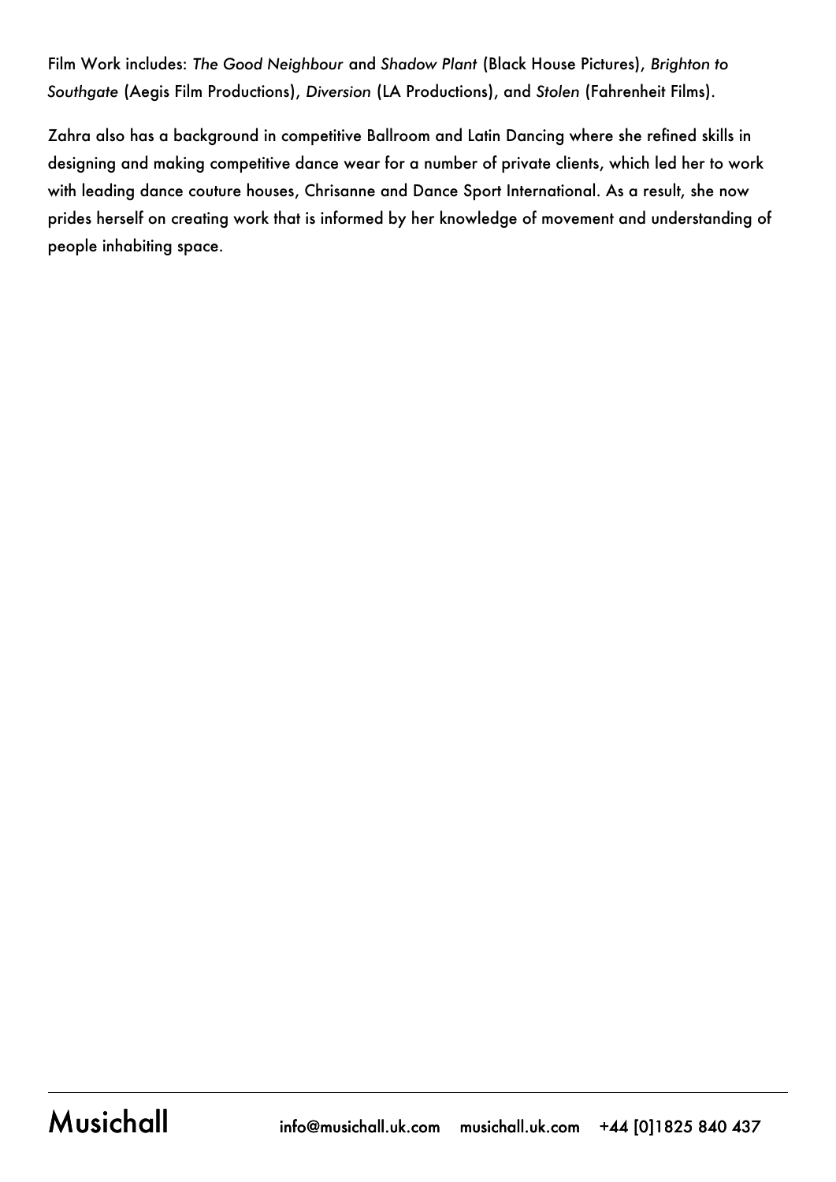Film Work includes: *The Good Neighbour* and *Shadow Plant* (Black House Pictures), *Brighton to Southgate* (Aegis Film Productions), *Diversion* (LA Productions), and *Stolen* (Fahrenheit Films).

Zahra also has a background in competitive Ballroom and Latin Dancing where she refined skills in designing and making competitive dance wear for a number of private clients, which led her to work with leading dance couture houses, Chrisanne and Dance Sport International. As a result, she now prides herself on creating work that is informed by her knowledge of movement and understanding of people inhabiting space.